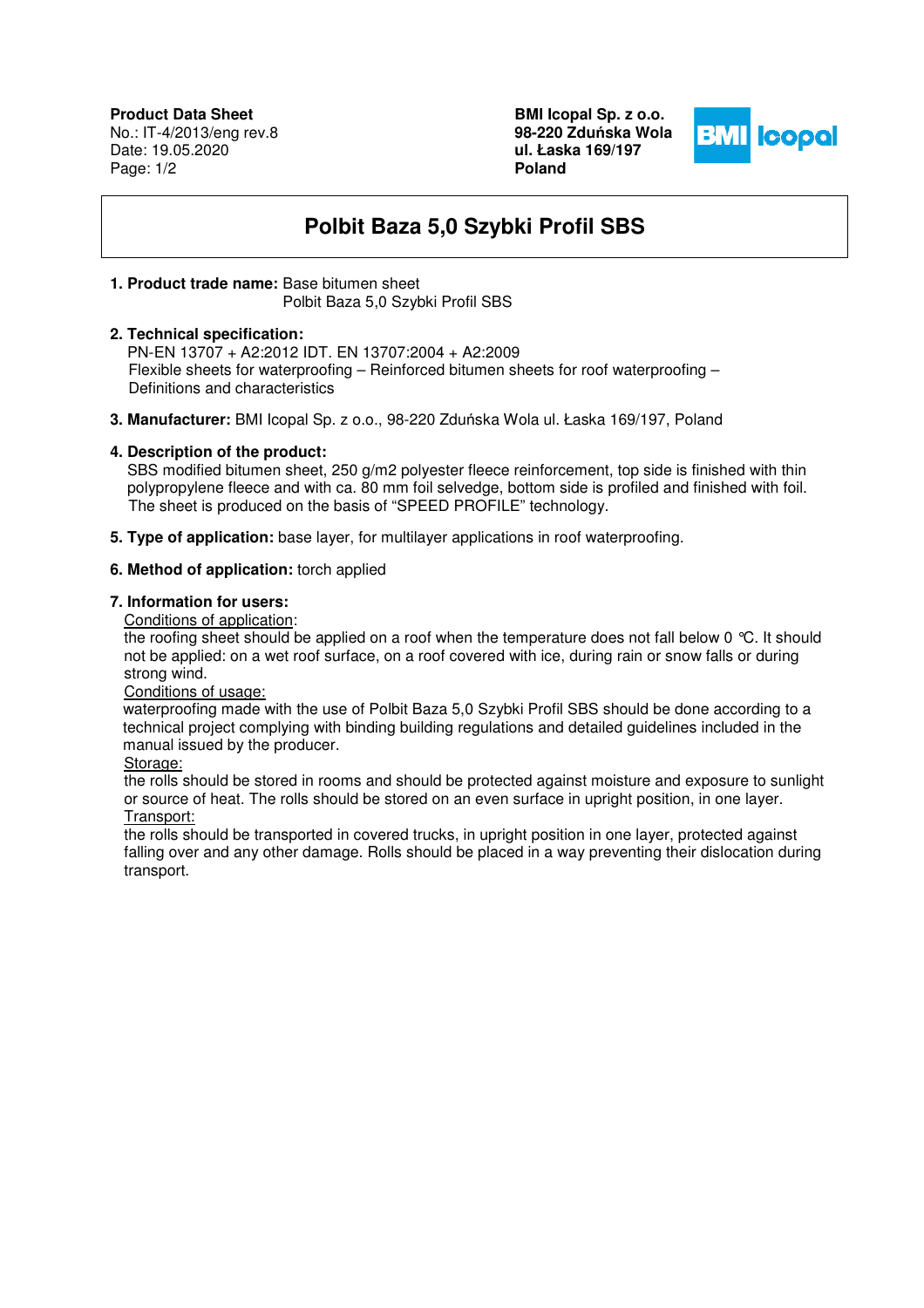**Product Data Sheet**
No.: IT-4/2013/eng rev.8
Date: 19.05.2020

**BMI Icopal Sp. z o.o.**
**98-220 Zduńska Wola**
**ul. Łaska 169/197**
**Poland**

# Polbit Baza 5,0 Szybki Profil SBS

**1. Product trade name:** Base bitumen sheet
Polbit Baza 5,0 Szybki Profil SBS

**2. Technical specification:**
PN-EN 13707 + A2:2012 IDT. EN 13707:2004 + A2:2009
Flexible sheets for waterproofing – Reinforced bitumen sheets for roof waterproofing – Definitions and characteristics

**3. Manufacturer:** BMI Icopal Sp. z o.o., 98-220 Zduńska Wola ul. Łaska 169/197, Poland

**4. Description of the product:**
SBS modified bitumen sheet, 250 g/m2 polyester fleece reinforcement, top side is finished with thin polypropylene fleece and with ca. 80 mm foil selvedge, bottom side is profiled and finished with foil. The sheet is produced on the basis of "SPEED PROFILE" technology.

**5. Type of application:** base layer, for multilayer applications in roof waterproofing.

**6. Method of application:** torch applied

**7. Information for users:**

Conditions of application:
the roofing sheet should be applied on a roof when the temperature does not fall below 0 °C. It should not be applied: on a wet roof surface, on a roof covered with ice, during rain or snow falls or during strong wind.

Conditions of usage:
waterproofing made with the use of Polbit Baza 5,0 Szybki Profil SBS should be done according to a technical project complying with binding building regulations and detailed guidelines included in the manual issued by the producer.

Storage:
the rolls should be stored in rooms and should be protected against moisture and exposure to sunlight or source of heat. The rolls should be stored on an even surface in upright position, in one layer.

Transport:
the rolls should be transported in covered trucks, in upright position in one layer, protected against falling over and any other damage. Rolls should be placed in a way preventing their dislocation during transport.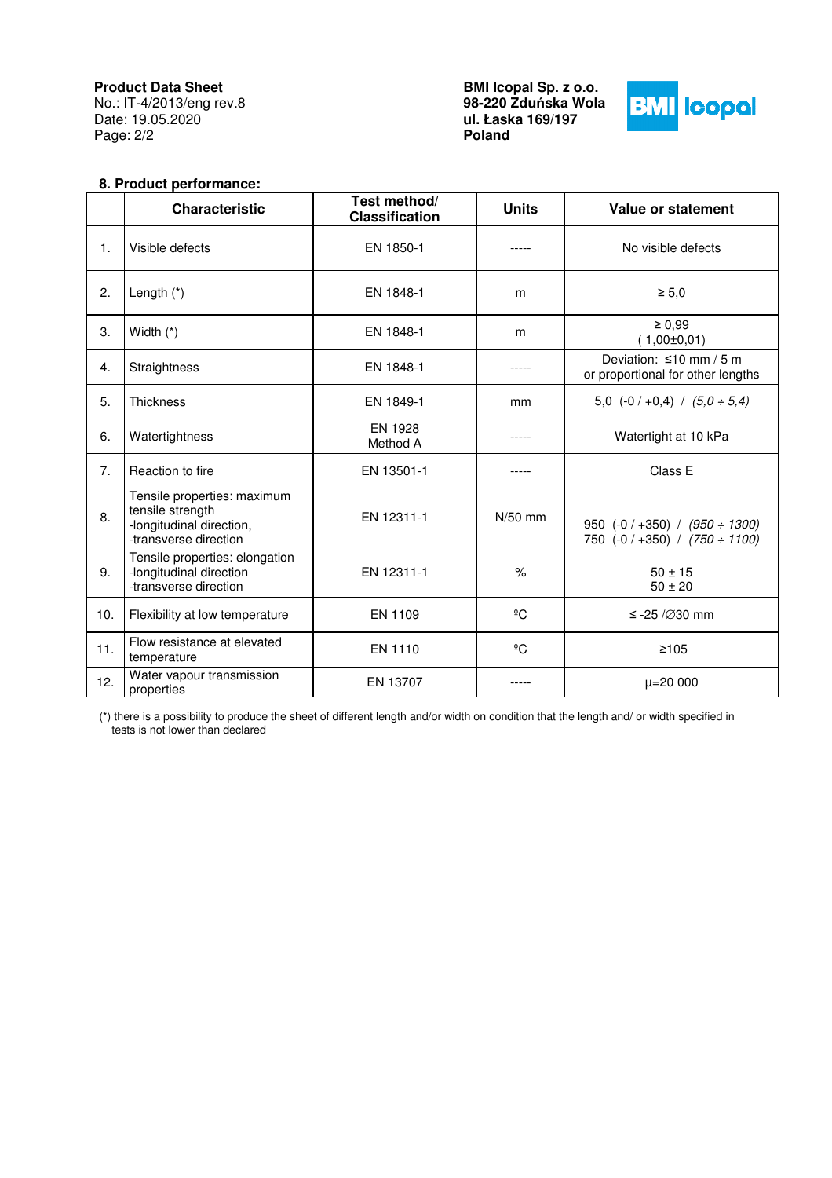**Product Data Sheet**
No.: IT-4/2013/eng rev.8
Date: 19.05.2020

**BMI Icopal Sp. z o.o.**
**98-220 Zduńska Wola**
**ul. Łaska 169/197**
**Poland**

## 8. Product performance:

| | Characteristic | Test method/ Classification | Units | Value or statement |
|---|---|---|---|---|
| 1. | Visible defects | EN 1850-1 | ----- | No visible defects |
| 2. | Length (*) | EN 1848-1 | m | ≥ 5,0 |
| 3. | Width (*) | EN 1848-1 | m | ≥ 0,99 ( 1,00±0,01) |
| 4. | Straightness | EN 1848-1 | ----- | Deviation: ≤10 mm / 5 m or proportional for other lengths |
| 5. | Thickness | EN 1849-1 | mm | 5,0 (-0 / +0,4) / *(5,0 ÷ 5,4)* |
| 6. | Watertightness | EN 1928 Method A | ----- | Watertight at 10 kPa |
| 7. | Reaction to fire | EN 13501-1 | ----- | Class E |
| 8. | Tensile properties: maximum tensile strength -longitudinal direction, -transverse direction | EN 12311-1 | N/50 mm | 950 (-0 / +350) / *(950 ÷ 1300)* 750 (-0 / +350) / *(750 ÷ 1100)* |
| 9. | Tensile properties: elongation -longitudinal direction -transverse direction | EN 12311-1 | % | 50 ± 15 50 ± 20 |
| 10. | Flexibility at low temperature | EN 1109 | ºC | ≤ -25 /∅30 mm |
| 11. | Flow resistance at elevated temperature | EN 1110 | ºC | ≥105 |
| 12. | Water vapour transmission properties | EN 13707 | ----- | μ=20 000 |

(*) there is a possibility to produce the sheet of different length and/or width on condition that the length and/ or width specified in tests is not lower than declared